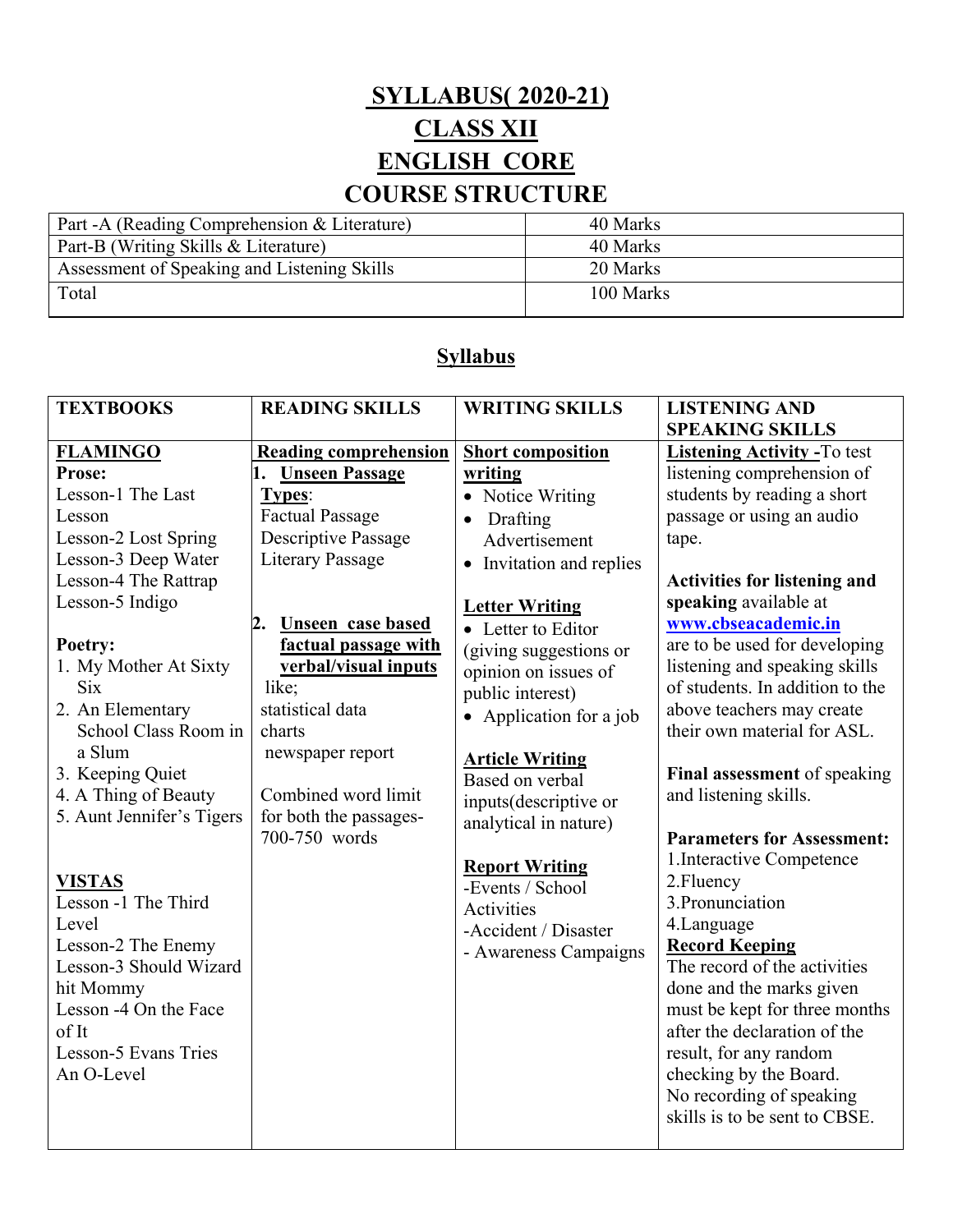# SYLLABUS( 2020-21)

# CLASS XII

# ENGLISH CORE

## COURSE STRUCTURE

| Part -A (Reading Comprehension & Literature) | 40 Marks |
|---|---|
| Part-B (Writing Skills & Literature) | 40 Marks |
| Assessment of Speaking and Listening Skills | 20 Marks |
| Total | 100 Marks |

## Syllabus

| TEXTBOOKS | READING SKILLS | WRITING SKILLS | LISTENING AND SPEAKING SKILLS |
|---|---|---|---|
| **FLAMINGO**<br>**Prose:**<br>Lesson-1 The Last Lesson<br>Lesson-2 Lost Spring<br>Lesson-3 Deep Water<br>Lesson-4 The Rattrap<br>Lesson-5 Indigo<br><br>**Poetry:**<br>1. My Mother At Sixty Six<br>2. An Elementary School Class Room in a Slum<br>3. Keeping Quiet<br>4. A Thing of Beauty<br>5. Aunt Jennifer's Tigers<br><br>**VISTAS**<br>Lesson -1 The Third Level<br>Lesson-2 The Enemy<br>Lesson-3 Should Wizard hit Mommy<br>Lesson -4 On the Face of It<br>Lesson-5 Evans Tries An O-Level | **Reading comprehension**<br>1. **Unseen Passage**<br>**Types**:<br>Factual Passage<br>Descriptive Passage<br>Literary Passage<br><br>2. **Unseen case based factual passage with verbal/visual inputs** like;<br>statistical data<br>charts<br>newspaper report<br><br>Combined word limit for both the passages- 700-750 words | **Short composition writing**<br>• Notice Writing<br>• Drafting Advertisement<br>• Invitation and replies<br><br>**Letter Writing**<br>• Letter to Editor (giving suggestions or opinion on issues of public interest)<br>• Application for a job<br><br>**Article Writing**<br>Based on verbal inputs(descriptive or analytical in nature)<br><br>**Report Writing**<br>-Events / School Activities<br>-Accident / Disaster<br>- Awareness Campaigns | **Listening Activity -**To test listening comprehension of students by reading a short passage or using an audio tape.<br><br>**Activities for listening and speaking** available at **www.cbseacademic.in** are to be used for developing listening and speaking skills of students. In addition to the above teachers may create their own material for ASL.<br><br>**Final assessment** of speaking and listening skills.<br><br>**Parameters for Assessment:**<br>1.Interactive Competence<br>2.Fluency<br>3.Pronunciation<br>4.Language<br>**Record Keeping**<br>The record of the activities done and the marks given must be kept for three months after the declaration of the result, for any random checking by the Board.<br>No recording of speaking skills is to be sent to CBSE. |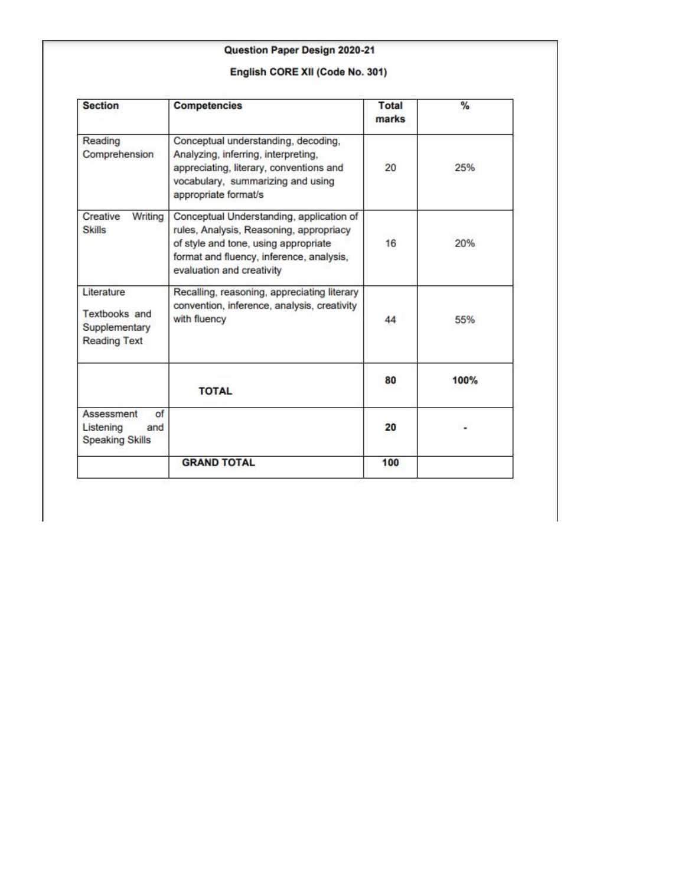**Question Paper Design 2020-21**

**English CORE XII (Code No. 301)**

| **Section** | **Competencies** | **Total marks** | **%** |
| --- | --- | --- | --- |
| Reading Comprehension | Conceptual understanding, decoding, Analyzing, inferring, interpreting, appreciating, literary, conventions and vocabulary, summarizing and using appropriate format/s | 20 | 25% |
| Creative Writing Skills | Conceptual Understanding, application of rules, Analysis, Reasoning, appropriacy of style and tone, using appropriate format and fluency, inference, analysis, evaluation and creativity | 16 | 20% |
| Literature<br><br>Textbooks and Supplementary Reading Text | Recalling, reasoning, appreciating literary convention, inference, analysis, creativity with fluency | 44 | 55% |
| | **TOTAL** | **80** | **100%** |
| Assessment of Listening and Speaking Skills | | **20** | - |
| | **GRAND TOTAL** | **100** | |